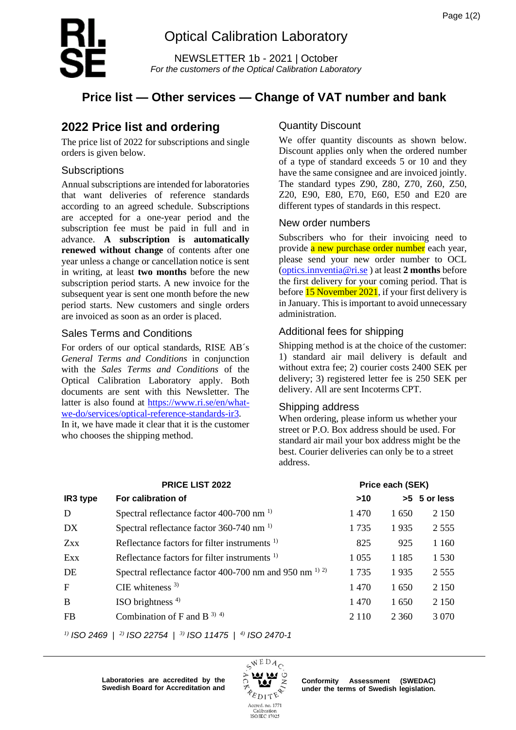# Optical Calibration Laboratory

NEWSLETTER 1b - 2021 | October

*For the customers of the Optical Calibration Laboratory*

# Price list — Other services — Change of VAT number and bank

## 2022 Price list and ordering

The price list of 2022 for subscriptions and single orders is given below.

### Subscriptions

Annual subscriptions are intended for laboratories that want deliveries of reference standards according to an agreed schedule. Subscriptions are accepted for a one-year period and the subscription fee must be paid in full and in advance. **A subscription is automatically renewed without change** of contents after one year unless a change or cancellation notice is sent in writing, at least **two months** before the new subscription period starts. A new invoice for the subsequent year is sent one month before the new period starts. New customers and single orders are invoiced as soon as an order is placed.

### Sales Terms and Conditions

For orders of our optical standards, RISE AB´s *General Terms and Conditions* in conjunction with the *Sales Terms and Conditions* of the Optical Calibration Laboratory apply. Both documents are sent with this Newsletter. The latter is also found at https://www.ri.se/en/what-we-do/services/optical-reference-standards-ir3. In it, we have made it clear that it is the customer who chooses the shipping method.

### Quantity Discount

We offer quantity discounts as shown below. Discount applies only when the ordered number of a type of standard exceeds 5 or 10 and they have the same consignee and are invoiced jointly. The standard types Z90, Z80, Z70, Z60, Z50, Z20, E90, E80, E70, E60, E50 and E20 are different types of standards in this respect.

### New order numbers

Subscribers who for their invoicing need to provide a new purchase order number each year, please send your new order number to OCL (optics.innventia@ri.se ) at least **2 months** before the first delivery for your coming period. That is before 15 November 2021, if your first delivery is in January. This is important to avoid unnecessary administration.

### Additional fees for shipping

Shipping method is at the choice of the customer: 1) standard air mail delivery is default and without extra fee; 2) courier costs 2400 SEK per delivery; 3) registered letter fee is 250 SEK per delivery. All are sent Incoterms CPT.

### Shipping address

When ordering, please inform us whether your street or P.O. Box address should be used. For standard air mail your box address might be the best. Courier deliveries can only be to a street address.

| | PRICE LIST 2022 | Price each (SEK) | | |
|---|---|---|---|---|
| **IR3 type** | **For calibration of** | **>10** | **>5** | **5 or less** |
| D | Spectral reflectance factor 400-700 nm [1] | 1 470 | 1 650 | 2 150 |
| DX | Spectral reflectance factor 360-740 nm [1] | 1 735 | 1 935 | 2 555 |
| Zxx | Reflectance factors for filter instruments [1] | 825 | 925 | 1 160 |
| Exx | Reflectance factors for filter instruments [1] | 1 055 | 1 185 | 1 530 |
| DE | Spectral reflectance factor 400-700 nm and 950 nm [1) 2)] | 1 735 | 1 935 | 2 555 |
| F | CIE whiteness [3] | 1 470 | 1 650 | 2 150 |
| B | ISO brightness [4] | 1 470 | 1 650 | 2 150 |
| FB | Combination of F and B [3) 4)] | 2 110 | 2 360 | 3 070 |

*[1] ISO 2469 | [2] ISO 22754 | [3] ISO 11475 | [4] ISO 2470-1*

**Laboratories are accredited by the Swedish Board for Accreditation and Conformity Assessment (SWEDAC) under the terms of Swedish legislation.**

Accred. no. 1771 Calibration ISO/IEC 17025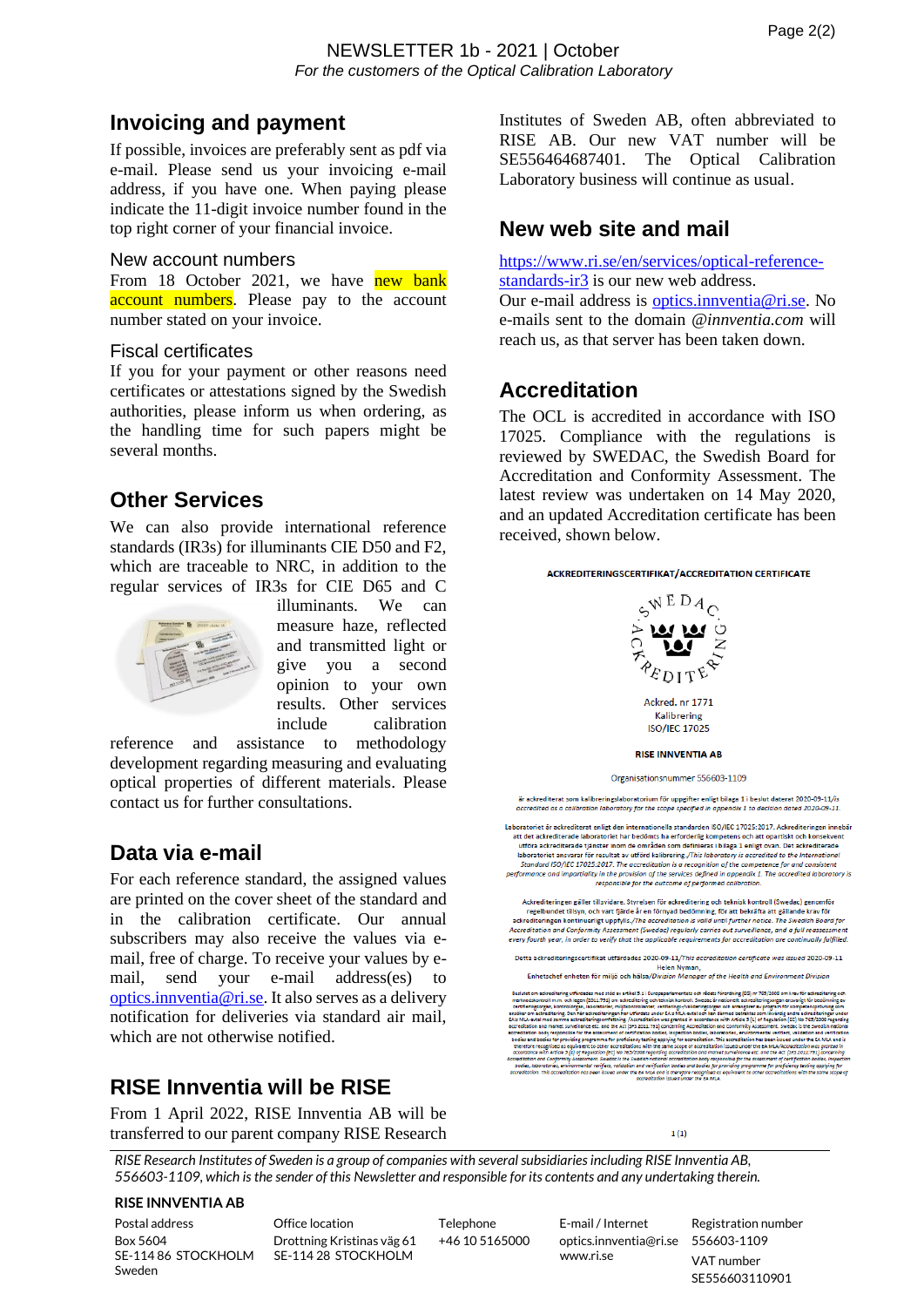## Invoicing and payment

If possible, invoices are preferably sent as pdf via e-mail. Please send us your invoicing e-mail address, if you have one. When paying please indicate the 11-digit invoice number found in the top right corner of your financial invoice.

### New account numbers

From 18 October 2021, we have new bank account numbers. Please pay to the account number stated on your invoice.

### Fiscal certificates

If you for your payment or other reasons need certificates or attestations signed by the Swedish authorities, please inform us when ordering, as the handling time for such papers might be several months.

## Other Services

We can also provide international reference standards (IR3s) for illuminants CIE D50 and F2, which are traceable to NRC, in addition to the regular services of IR3s for CIE D65 and C illuminants. We can measure haze, reflected and transmitted light or give you a second opinion to your own results. Other services include calibration reference and assistance to methodology development regarding measuring and evaluating optical properties of different materials. Please contact us for further consultations.

## Data via e-mail

For each reference standard, the assigned values are printed on the cover sheet of the standard and in the calibration certificate. Our annual subscribers may also receive the values via e-mail, free of charge. To receive your values by e-mail, send your e-mail address(es) to optics.innventia@ri.se. It also serves as a delivery notification for deliveries via standard air mail, which are not otherwise notified.

## RISE Innventia will be RISE

From 1 April 2022, RISE Innventia AB will be transferred to our parent company RISE Research Institutes of Sweden AB, often abbreviated to RISE AB. Our new VAT number will be SE556464687401. The Optical Calibration Laboratory business will continue as usual.

## New web site and mail

https://www.ri.se/en/services/optical-reference-standards-ir3 is our new web address.
Our e-mail address is optics.innventia@ri.se. No e-mails sent to the domain *@innventia.com* will reach us, as that server has been taken down.

## Accreditation

The OCL is accredited in accordance with ISO 17025. Compliance with the regulations is reviewed by SWEDAC, the Swedish Board for Accreditation and Conformity Assessment. The latest review was undertaken on 14 May 2020, and an updated Accreditation certificate has been received, shown below.

**ACKREDITERINGSCERTIFIKAT/ACCREDITATION CERTIFICATE**

SWEDAC ACKREDITERING

Ackred. nr 1771
Kalibrering
ISO/IEC 17025

**RISE INNVENTIA AB**

Organisationsnummer 556603-1109

är ackrediterat som kalibreringslaboratorium för uppgifter enligt bilaga 1 i beslut daterat 2020-09-11/*is accredited as a calibration laboratory for the scope specified in appendix 1 to decision dated 2020-09-11.*

Laboratoriet är ackrediterat enligt den internationella standarden ISO/IEC 17025:2017. Ackrediteringen innebär att det ackrediterade laboratoriet har bedömts ha erforderlig kompetens och att opartiskt och konsekvent utföra ackrediterade tjänster inom de områden som definieras i bilaga 1 enligt ovan. Det ackrediterade laboratoriet ansvarar för resultat av utförd kalibrering./*This laboratory is accredited to the International Standard ISO/IEC 17025:2017. The accreditation is a recognition of the competence for and consistent performance and impartiality in the provision of the services defined in appendix 1. The accredited laboratory is responsible for the outcome of performed calibration.*

Ackrediteringen gäller tillsvidare. Styrelsen för ackreditering och teknisk kontroll (Swedac) genomför regelbundet tillsyn, och vart fjärde år en förnyad bedömning, för att bekräfta att gällande krav för ackrediteringen kontinuerligt uppfylls./*The accreditation is valid until further notice. The Swedish Board for Accreditation and Conformity Assessment (Swedac) regularly carries out surveillance, and a full reassessment every fourth year, in order to verify that the applicable requirements for accreditation are continually fulfilled.*

Detta ackrediteringscertifikat utfärdades 2020-09-11/*This accreditation certificate was issued 2020-09-11*
Helen Nyman,
Enhetschef enheten för miljö och hälsa/*Division Manager of the Health and Environment Division*

*RISE Research Institutes of Sweden is a group of companies with several subsidiaries including RISE Innventia AB, 556603-1109, which is the sender of this Newsletter and responsible for its contents and any undertaking therein.*

**RISE INNVENTIA AB**

| Postal address | Office location | Telephone | E-mail / Internet | Registration number |
|---|---|---|---|---|
| Box 5604<br>SE-114 86 STOCKHOLM<br>Sweden | Drottning Kristinas väg 61<br>SE-114 28 STOCKHOLM | +46 10 5165000 | optics.innventia@ri.se<br>www.ri.se | 556603-1109<br>VAT number<br>SE556603110901 |